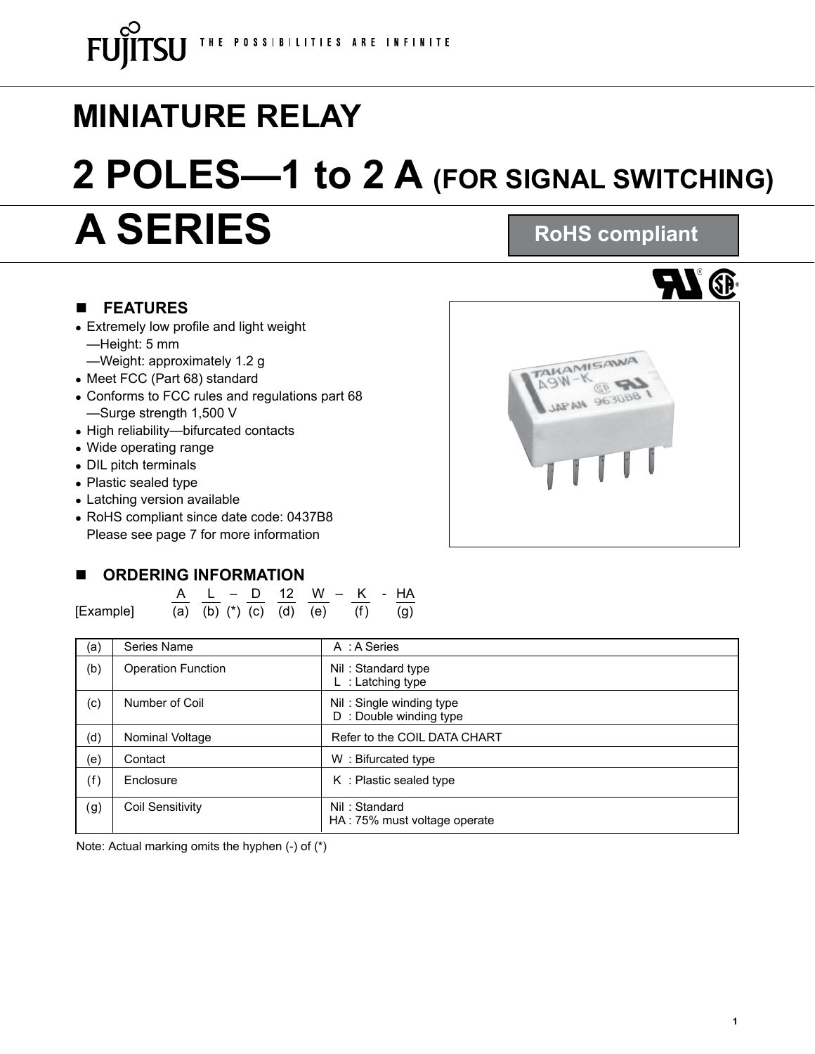FUJITSU THE POSSIBILITIES ARE INFINITE

# MINIATURE RELAY

# 2 POLES—1 to 2 A (FOR SIGNAL SWITCHING)

# A SERIES

**RoHS compliant**

## FEATURES

- Extremely low profile and light weight
  —Height: 5 mm
  —Weight: approximately 1.2 g
- Meet FCC (Part 68) standard
- Conforms to FCC rules and regulations part 68
  —Surge strength 1,500 V
- High reliability—bifurcated contacts
- Wide operating range
- DIL pitch terminals
- Plastic sealed type
- Latching version available
- RoHS compliant since date code: 0437B8
  Please see page 7 for more information

## ORDERING INFORMATION

| [Example] | A | L | – | D | 12 | W | – | K | - | HA |
|---|---|---|---|---|---|---|---|---|---|---|
| | (a) | (b) | (*) | (c) | (d) | (e) | | (f) | | (g) |

| | | |
|---|---|---|
| (a) | Series Name | A : A Series |
| (b) | Operation Function | Nil : Standard type<br>L : Latching type |
| (c) | Number of Coil | Nil : Single winding type<br>D : Double winding type |
| (d) | Nominal Voltage | Refer to the COIL DATA CHART |
| (e) | Contact | W : Bifurcated type |
| (f) | Enclosure | K : Plastic sealed type |
| (g) | Coil Sensitivity | Nil : Standard<br>HA : 75% must voltage operate |

Note: Actual marking omits the hyphen (-) of (*)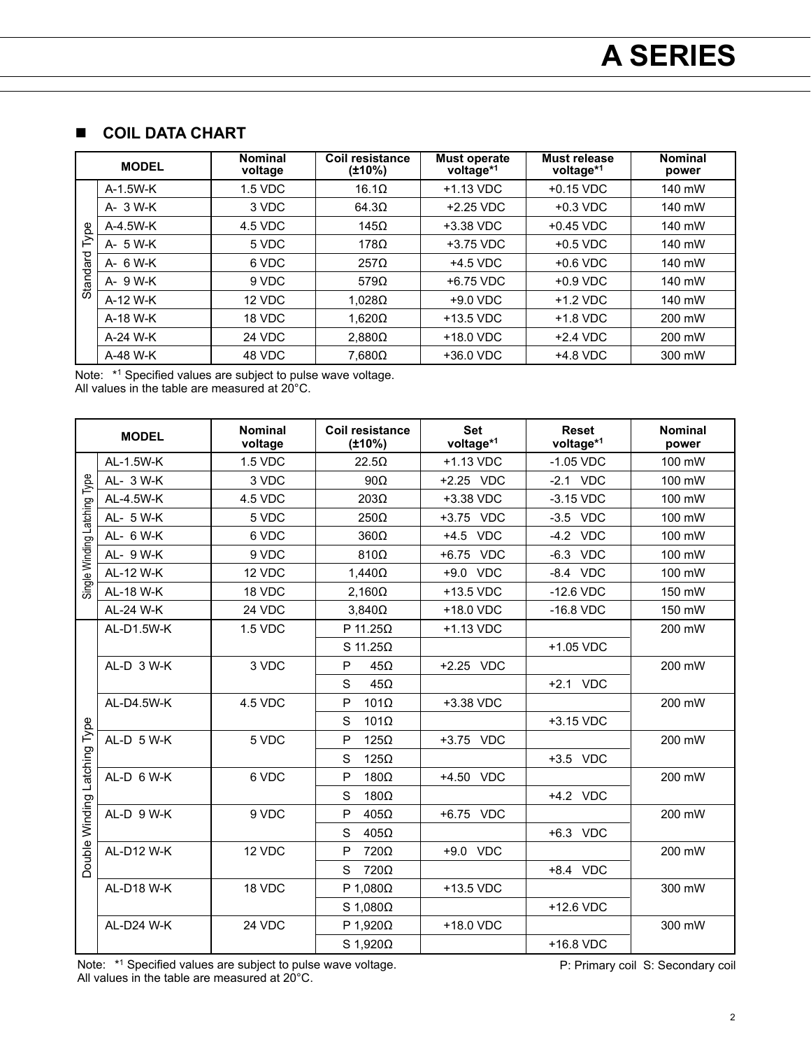## ■ COIL DATA CHART

| | MODEL | Nominal voltage | Coil resistance (±10%) | Must operate voltage*[1] | Must release voltage*[1] | Nominal power |
|---|---|---|---|---|---|---|
| Standard Type | A-1.5W-K | 1.5 VDC | 16.1Ω | +1.13 VDC | +0.15 VDC | 140 mW |
| | A- 3 W-K | 3 VDC | 64.3Ω | +2.25 VDC | +0.3 VDC | 140 mW |
| | A-4.5W-K | 4.5 VDC | 145Ω | +3.38 VDC | +0.45 VDC | 140 mW |
| | A- 5 W-K | 5 VDC | 178Ω | +3.75 VDC | +0.5 VDC | 140 mW |
| | A- 6 W-K | 6 VDC | 257Ω | +4.5 VDC | +0.6 VDC | 140 mW |
| | A- 9 W-K | 9 VDC | 579Ω | +6.75 VDC | +0.9 VDC | 140 mW |
| | A-12 W-K | 12 VDC | 1,028Ω | +9.0 VDC | +1.2 VDC | 140 mW |
| | A-18 W-K | 18 VDC | 1,620Ω | +13.5 VDC | +1.8 VDC | 200 mW |
| | A-24 W-K | 24 VDC | 2,880Ω | +18.0 VDC | +2.4 VDC | 200 mW |
| | A-48 W-K | 48 VDC | 7,680Ω | +36.0 VDC | +4.8 VDC | 300 mW |

Note: *[1] Specified values are subject to pulse wave voltage.
All values in the table are measured at 20°C.

| | MODEL | Nominal voltage | Coil resistance (±10%) | Set voltage*[1] | Reset voltage*[1] | Nominal power |
|---|---|---|---|---|---|---|
| Single Winding Latching Type | AL-1.5W-K | 1.5 VDC | 22.5Ω | +1.13 VDC | -1.05 VDC | 100 mW |
| | AL- 3 W-K | 3 VDC | 90Ω | +2.25 VDC | -2.1 VDC | 100 mW |
| | AL-4.5W-K | 4.5 VDC | 203Ω | +3.38 VDC | -3.15 VDC | 100 mW |
| | AL- 5 W-K | 5 VDC | 250Ω | +3.75 VDC | -3.5 VDC | 100 mW |
| | AL- 6 W-K | 6 VDC | 360Ω | +4.5 VDC | -4.2 VDC | 100 mW |
| | AL- 9 W-K | 9 VDC | 810Ω | +6.75 VDC | -6.3 VDC | 100 mW |
| | AL-12 W-K | 12 VDC | 1,440Ω | +9.0 VDC | -8.4 VDC | 100 mW |
| | AL-18 W-K | 18 VDC | 2,160Ω | +13.5 VDC | -12.6 VDC | 150 mW |
| | AL-24 W-K | 24 VDC | 3,840Ω | +18.0 VDC | -16.8 VDC | 150 mW |
| Double Winding Latching Type | AL-D1.5W-K | 1.5 VDC | P 11.25Ω | +1.13 VDC | | 200 mW |
| | | | S 11.25Ω | | +1.05 VDC | |
| | AL-D 3 W-K | 3 VDC | P 45Ω | +2.25 VDC | | 200 mW |
| | | | S 45Ω | | +2.1 VDC | |
| | AL-D4.5W-K | 4.5 VDC | P 101Ω | +3.38 VDC | | 200 mW |
| | | | S 101Ω | | +3.15 VDC | |
| | AL-D 5 W-K | 5 VDC | P 125Ω | +3.75 VDC | | 200 mW |
| | | | S 125Ω | | +3.5 VDC | |
| | AL-D 6 W-K | 6 VDC | P 180Ω | +4.50 VDC | | 200 mW |
| | | | S 180Ω | | +4.2 VDC | |
| | AL-D 9 W-K | 9 VDC | P 405Ω | +6.75 VDC | | 200 mW |
| | | | S 405Ω | | +6.3 VDC | |
| | AL-D12 W-K | 12 VDC | P 720Ω | +9.0 VDC | | 200 mW |
| | | | S 720Ω | | +8.4 VDC | |
| | AL-D18 W-K | 18 VDC | P 1,080Ω | +13.5 VDC | | 300 mW |
| | | | S 1,080Ω | | +12.6 VDC | |
| | AL-D24 W-K | 24 VDC | P 1,920Ω | +18.0 VDC | | 300 mW |
| | | | S 1,920Ω | | +16.8 VDC | |

Note: *[1] Specified values are subject to pulse wave voltage.
All values in the table are measured at 20°C.

P: Primary coil S: Secondary coil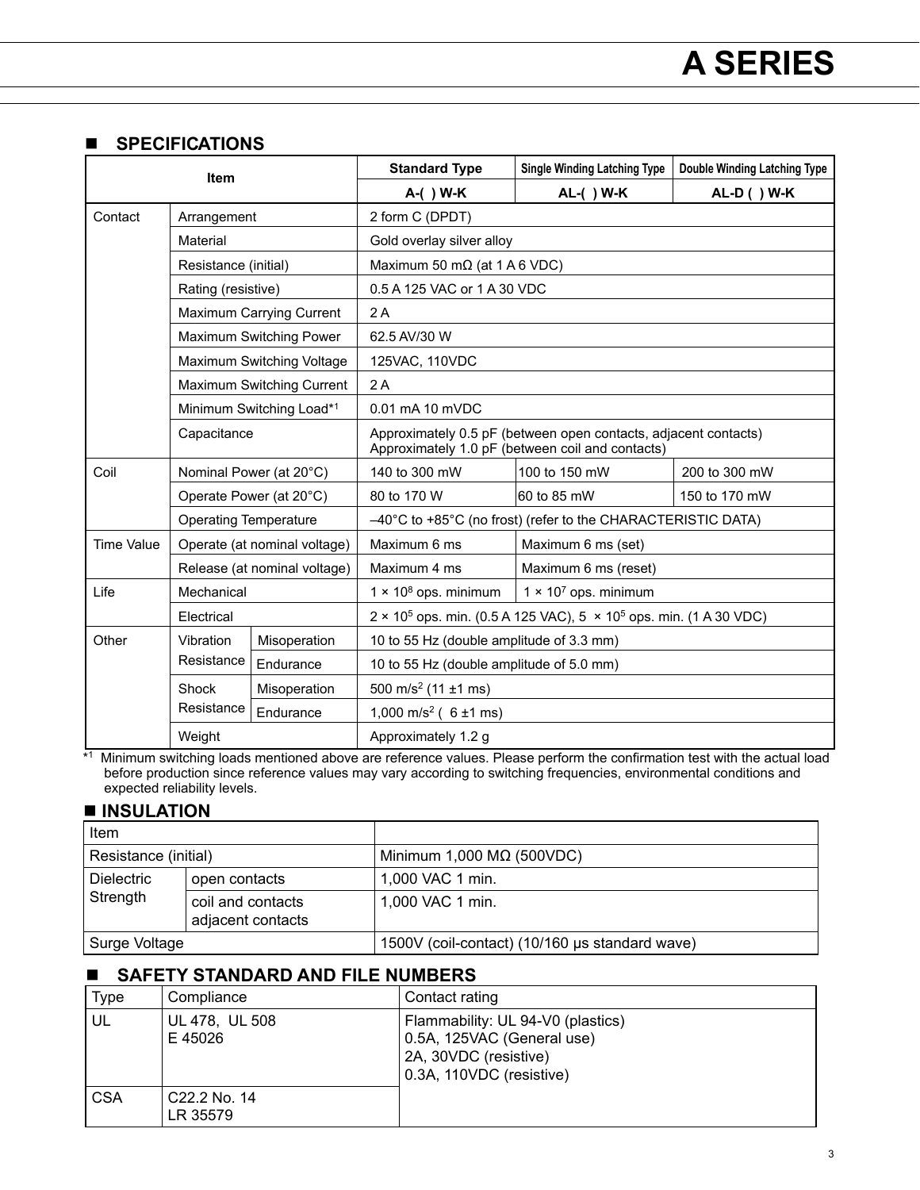# A SERIES

## ■ SPECIFICATIONS

| Item | | | Standard Type | Single Winding Latching Type | Double Winding Latching Type |
|---|---|---|---|---|---|
| | | | A-( ) W-K | AL-( ) W-K | AL-D ( ) W-K |
| Contact | Arrangement | | 2 form C (DPDT) | | |
| | Material | | Gold overlay silver alloy | | |
| | Resistance (initial) | | Maximum 50 mΩ (at 1 A 6 VDC) | | |
| | Rating (resistive) | | 0.5 A 125 VAC or 1 A 30 VDC | | |
| | Maximum Carrying Current | | 2 A | | |
| | Maximum Switching Power | | 62.5 AV/30 W | | |
| | Maximum Switching Voltage | | 125VAC, 110VDC | | |
| | Maximum Switching Current | | 2 A | | |
| | Minimum Switching Load*[1] | | 0.01 mA 10 mVDC | | |
| | Capacitance | | Approximately 0.5 pF (between open contacts, adjacent contacts)<br>Approximately 1.0 pF (between coil and contacts) | | |
| Coil | Nominal Power (at 20°C) | | 140 to 300 mW | 100 to 150 mW | 200 to 300 mW |
| | Operate Power (at 20°C) | | 80 to 170 W | 60 to 85 mW | 150 to 170 mW |
| | Operating Temperature | | –40°C to +85°C (no frost) (refer to the CHARACTERISTIC DATA) | | |
| Time Value | Operate (at nominal voltage) | | Maximum 6 ms | Maximum 6 ms (set) | |
| | Release (at nominal voltage) | | Maximum 4 ms | Maximum 6 ms (reset) | |
| Life | Mechanical | | $1 \times 10^8$ ops. minimum | $1 \times 10^7$ ops. minimum | |
| | Electrical | | $2 \times 10^5$ ops. min. (0.5 A 125 VAC), $5 \times 10^5$ ops. min. (1 A 30 VDC) | | |
| Other | Vibration Resistance | Misoperation | 10 to 55 Hz (double amplitude of 3.3 mm) | | |
| | | Endurance | 10 to 55 Hz (double amplitude of 5.0 mm) | | |
| | Shock Resistance | Misoperation | 500 m/s$^2$ (11 ±1 ms) | | |
| | | Endurance | 1,000 m/s$^2$ ( 6 ±1 ms) | | |
| | Weight | | Approximately 1.2 g | | |

*[1] Minimum switching loads mentioned above are reference values. Please perform the confirmation test with the actual load before production since reference values may vary according to switching frequencies, environmental conditions and expected reliability levels.

## ■ INSULATION

| Item | | |
|---|---|---|
| Resistance (initial) | | Minimum 1,000 MΩ (500VDC) |
| Dielectric Strength | open contacts | 1,000 VAC 1 min. |
| | coil and contacts<br>adjacent contacts | 1,000 VAC 1 min. |
| Surge Voltage | | 1500V (coil-contact) (10/160 μs standard wave) |

## ■ SAFETY STANDARD AND FILE NUMBERS

| Type | Compliance | Contact rating |
|---|---|---|
| UL | UL 478, UL 508<br>E 45026 | Flammability: UL 94-V0 (plastics)<br>0.5A, 125VAC (General use)<br>2A, 30VDC (resistive)<br>0.3A, 110VDC (resistive) |
| CSA | C22.2 No. 14<br>LR 35579 | |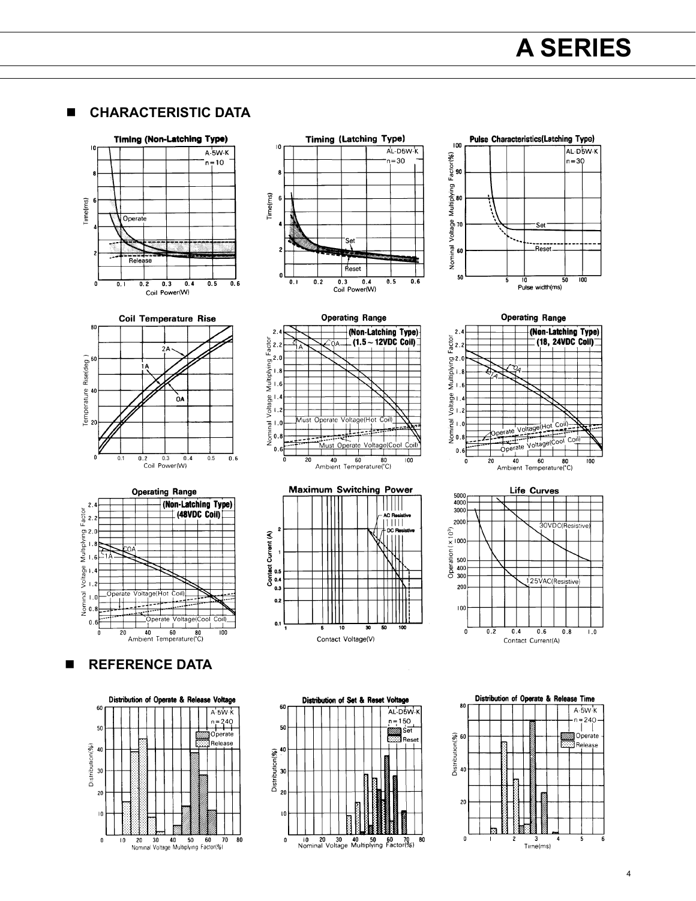# A SERIES

## ■ CHARACTERISTIC DATA

**Timing (Non-Latching Type)**

A-5W-K
n=10

Time(ms)

Operate

Release

Coil Power(W)

**Timing (Latching Type)**

AL-D5W-K
n=30

Time(ms)

Set

Reset

Coil Power(W)

**Pulse Characteristics(Latching Type)**

AL-D5W-K
n=30

Nominal Voltage Multiplying Factor(%)

Set

Reset

Pulse width(ms)

**Coil Temperature Rise**

Temperature Rise(deg.)

2A

1A

0A

Coil Power(W)

**Operating Range**

**(Non-Latching Type)**
**(1.5 ~ 12VDC Coil)**

Nominal Voltage Multiplying Factor

1A

0A

Must Operate Voltage(Hot Coil)

Must Operate Voltage(Cool Coil)

Ambient Temperature(°C)

**Operating Range**

**(Non-Latching Type)**
**(18, 24VDC Coil)**

Nominal Voltage Multiplying Factor

0A

1A

Operate Voltage(Hot Coil)

Operate Voltage(Cool Coil)

Ambient Temperature(°C)

**Operating Range**

**(Non-Latching Type)**
**(48VDC Coil)**

Nominal Voltage Multiplying Factor

0A

1A

Operate Voltage(Hot Coil)

Operate Voltage(Cool Coil)

Ambient Temperature(°C)

**Maximum Switching Power**

AC Resistive

DC Resistive

Contact Current (A)

Contact Voltage(V)

**Life Curves**

Operation( × 10³)

30VDC(Resistive)

125VAC(Resistive)

Contact Current(A)

## ■ REFERENCE DATA

**Distribution of Operate & Release Voltage**

A-5W-K
n=240

Operate

Release

Distribution(%)

Nominal Voltage Multiplying Factor(%)

**Distribution of Set & Reset Voltage**

AL-D5W-K
n=150

Set

Reset

Distribution(%)

Nominal Voltage Multiplying Factor(%)

**Distribution of Operate & Release Time**

A-5W-K
n=240

Operate

Release

Distribution(%)

Time(ms)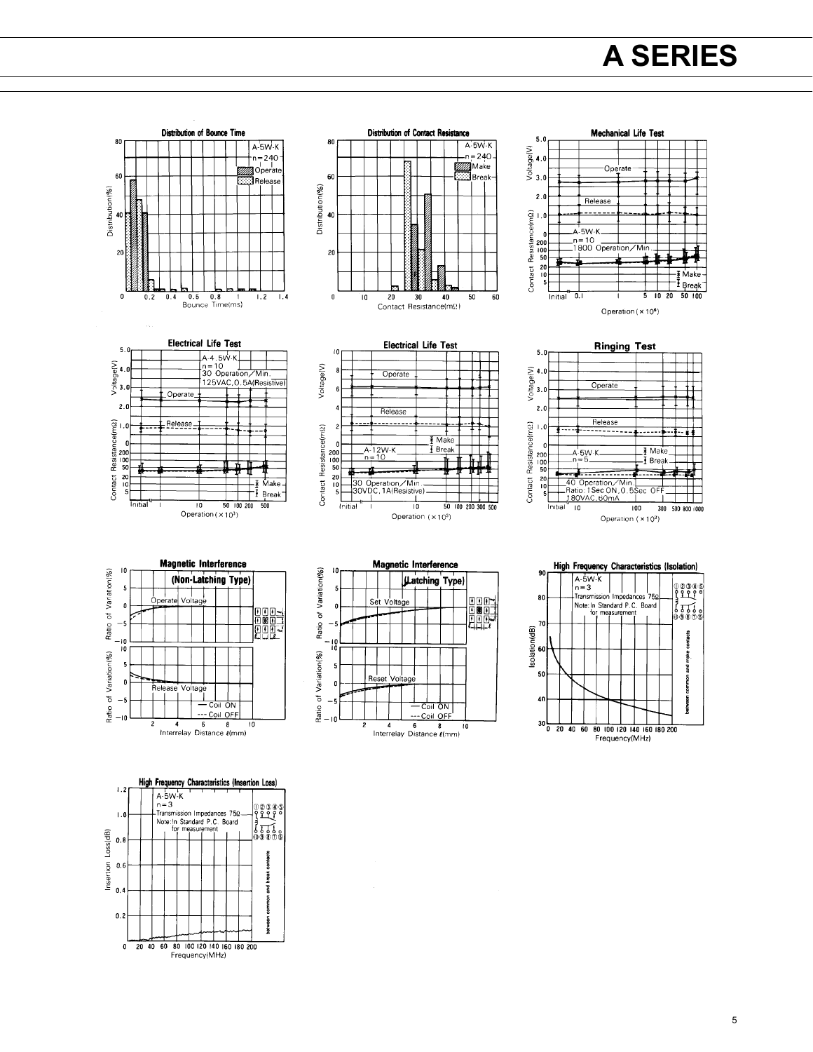# A SERIES

**Distribution of Bounce Time**

A-5W-K
n=240
Operate
Release

Distribution(%)
Bounce Time(ms)

**Distribution of Contact Resistance**

A-5W-K
n=240
Make
Break

Distribution(%)
Contact Resistance(mΩ)

**Mechanical Life Test**

Operate
Release
A-5W-K
n=10
1800 Operation/Min.
Make
Break

Voltage(V)
Contact Resistance(mΩ)
Operation ($\times 10^6$)

**Electrical Life Test**

A-4.5W-K
n=10
30 Operation/Min.
125VAC,0.5A(Resistive)
Operate
Release
Make
Break

Voltage(V)
Contact Resistance(mΩ)
Operation ($\times 10^3$)

**Electrical Life Test**

Operate
Release
Make
Break
A-12W-K
n=10
30 Operation/Min.
30VDC,1A(Resistive)

Voltage(V)
Contact Resistance(mΩ)
Operation ($\times 10^3$)

**Ringing Test**

Operate
Release
A-5W-K
n=5
Make
Break
40 Operation/Min.
Ratio: 1Sec ON, 0.5Sec OFF
180VAC,60mA

Voltage(V)
Contact Resistance(mΩ)
Operation ($\times 10^3$)

**Magnetic Interference**

**(Non-Latching Type)**

Operate Voltage
Release Voltage
Coil ON
Coil OFF

Ratio of Variation(%)
Interrelay Distance ℓ(mm)

**Magnetic Interference**

**(Latching Type)**

Set Voltage
Reset Voltage
Coil ON
Coil OFF

Ratio of Variation(%)
Interrelay Distance ℓ(mm)

**High Frequency Characteristics (Isolation)**

A-5W-K
n=3
Transmission Impedances 75Ω
Note: In Standard P.C. Board for measurement
between common and make contacts

Isolation(dB)
Frequency(MHz)

**High Frequency Characteristics (Insertion Loss)**

A-5W-K
n=3
Transmission Impedances 75Ω
Note: In Standard P.C. Board for measurement
between common and break contacts

Insertion Loss(dB)
Frequency(MHz)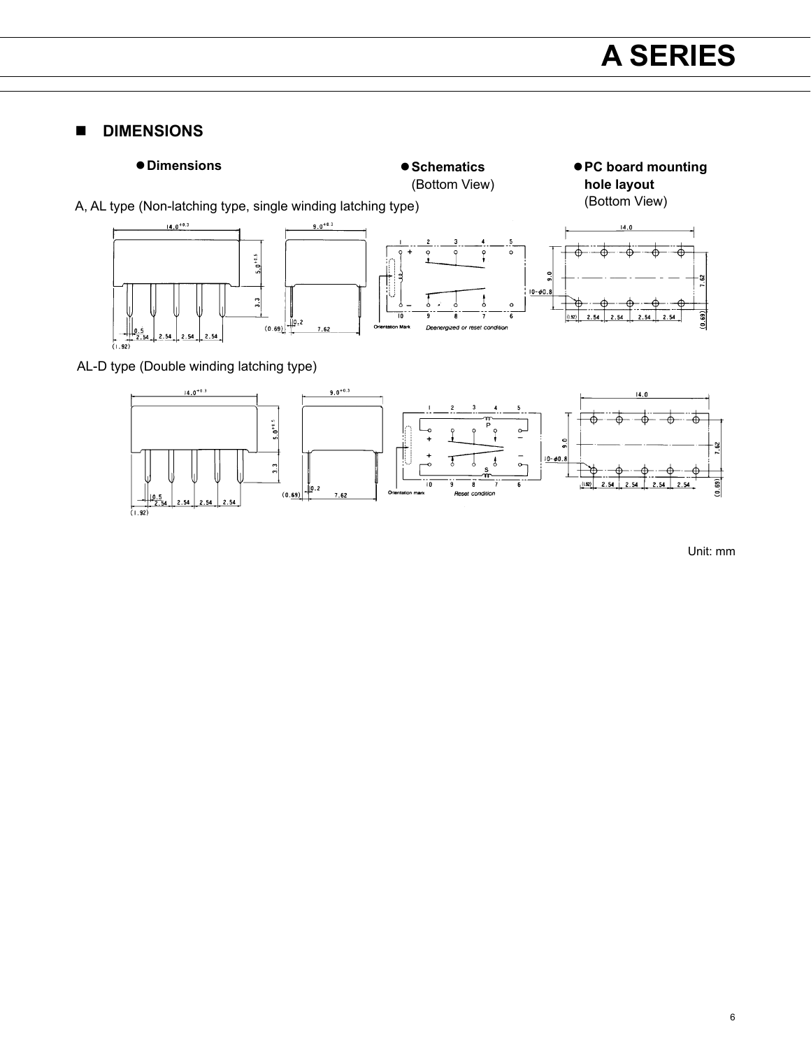# A SERIES

## DIMENSIONS

● **Dimensions**

● **Schematics** (Bottom View)

● **PC board mounting hole layout** (Bottom View)

A, AL type (Non-latching type, single winding latching type)

Orientation Mark — Deenergized or reset condition

AL-D type (Double winding latching type)

Orientation mark — Reset condition

Unit: mm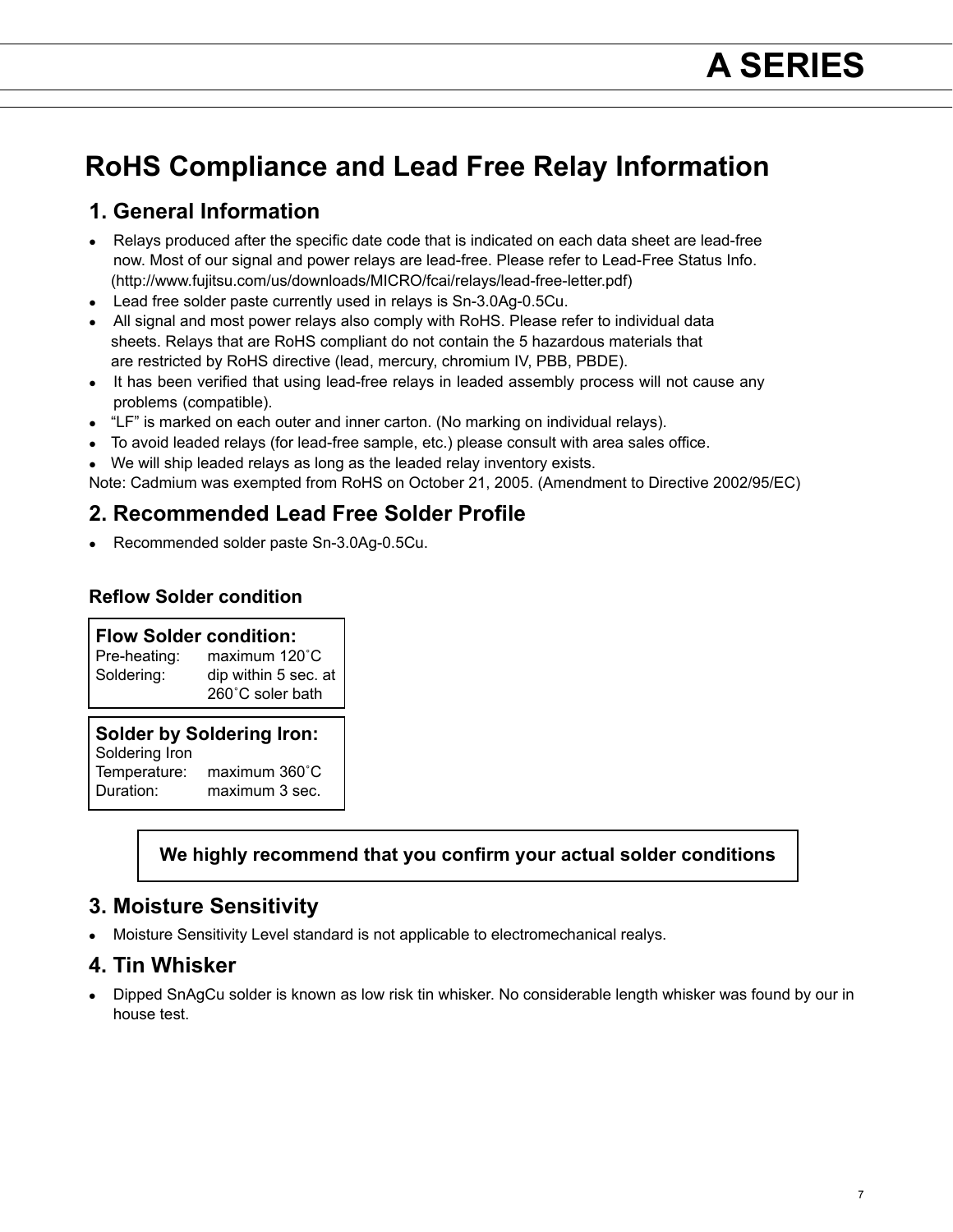# RoHS Compliance and Lead Free Relay Information

## 1. General Information

- Relays produced after the specific date code that is indicated on each data sheet are lead-free now. Most of our signal and power relays are lead-free. Please refer to Lead-Free Status Info. (http://www.fujitsu.com/us/downloads/MICRO/fcai/relays/lead-free-letter.pdf)
- Lead free solder paste currently used in relays is Sn-3.0Ag-0.5Cu.
- All signal and most power relays also comply with RoHS. Please refer to individual data sheets. Relays that are RoHS compliant do not contain the 5 hazardous materials that are restricted by RoHS directive (lead, mercury, chromium IV, PBB, PBDE).
- It has been verified that using lead-free relays in leaded assembly process will not cause any problems (compatible).
- "LF" is marked on each outer and inner carton. (No marking on individual relays).
- To avoid leaded relays (for lead-free sample, etc.) please consult with area sales office.
- We will ship leaded relays as long as the leaded relay inventory exists.

Note: Cadmium was exempted from RoHS on October 21, 2005. (Amendment to Directive 2002/95/EC)

## 2. Recommended Lead Free Solder Profile

- Recommended solder paste Sn-3.0Ag-0.5Cu.

### Reflow Solder condition

**Flow Solder condition:**

| | |
|---|---|
| Pre-heating: | maximum 120˚C |
| Soldering: | dip within 5 sec. at 260˚C soler bath |

**Solder by Soldering Iron:**

| | |
|---|---|
| Soldering Iron Temperature: | maximum 360˚C |
| Duration: | maximum 3 sec. |

**We highly recommend that you confirm your actual solder conditions**

## 3. Moisture Sensitivity

- Moisture Sensitivity Level standard is not applicable to electromechanical realys.

## 4. Tin Whisker

- Dipped SnAgCu solder is known as low risk tin whisker. No considerable length whisker was found by our in house test.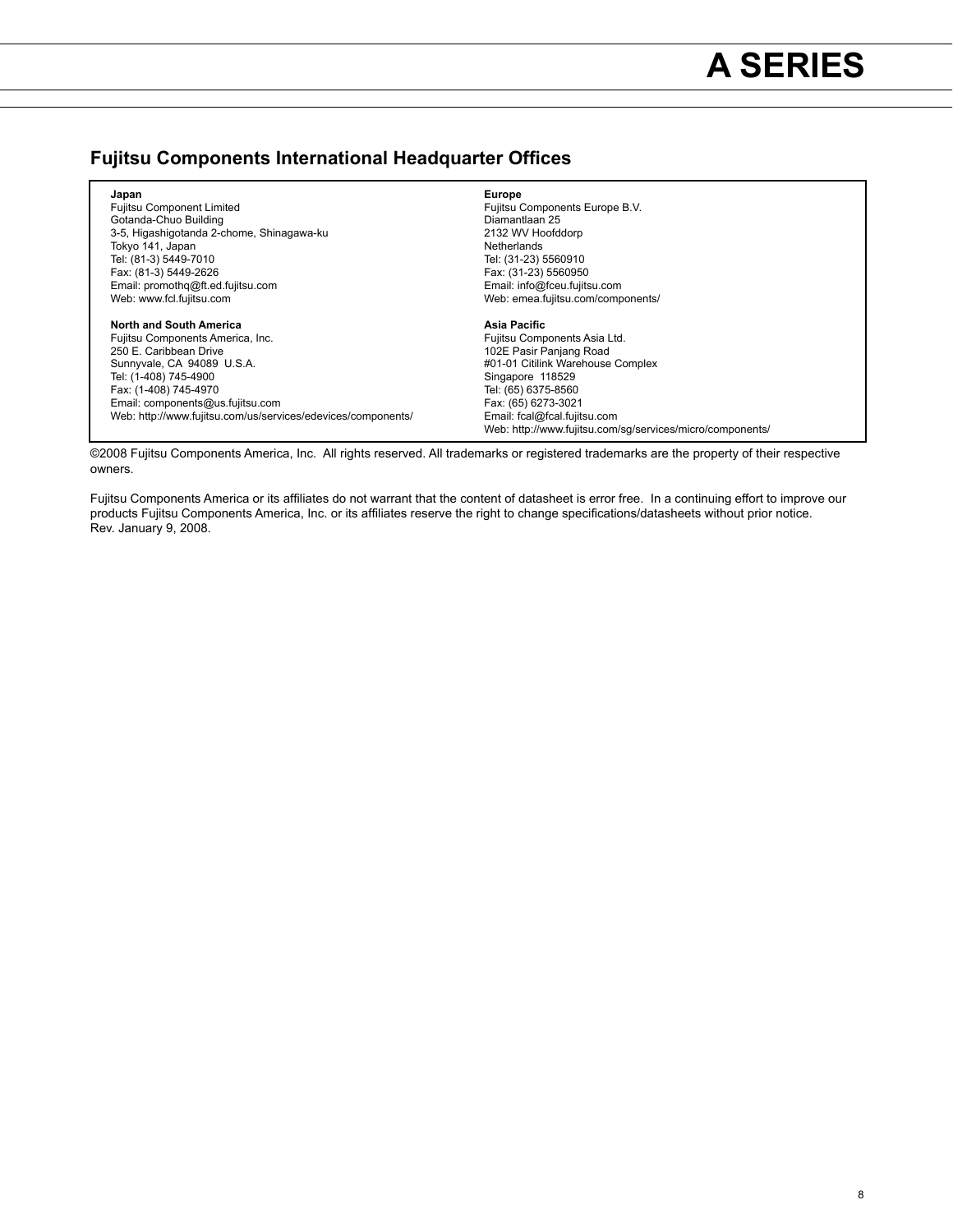## Fujitsu Components International Headquarter Offices

**Japan**
Fujitsu Component Limited
Gotanda-Chuo Building
3-5, Higashigotanda 2-chome, Shinagawa-ku
Tokyo 141, Japan
Tel: (81-3) 5449-7010
Fax: (81-3) 5449-2626
Email: promothq@ft.ed.fujitsu.com
Web: www.fcl.fujitsu.com

**Europe**
Fujitsu Components Europe B.V.
Diamantlaan 25
2132 WV Hoofddorp
Netherlands
Tel: (31-23) 5560910
Fax: (31-23) 5560950
Email: info@fceu.fujitsu.com
Web: emea.fujitsu.com/components/

**North and South America**
Fujitsu Components America, Inc.
250 E. Caribbean Drive
Sunnyvale, CA 94089 U.S.A.
Tel: (1-408) 745-4900
Fax: (1-408) 745-4970
Email: components@us.fujitsu.com
Web: http://www.fujitsu.com/us/services/edevices/components/

**Asia Pacific**
Fujitsu Components Asia Ltd.
102E Pasir Panjang Road
#01-01 Citilink Warehouse Complex
Singapore 118529
Tel: (65) 6375-8560
Fax: (65) 6273-3021
Email: fcal@fcal.fujitsu.com
Web: http://www.fujitsu.com/sg/services/micro/components/

©2008 Fujitsu Components America, Inc. All rights reserved. All trademarks or registered trademarks are the property of their respective owners.

Fujitsu Components America or its affiliates do not warrant that the content of datasheet is error free. In a continuing effort to improve our products Fujitsu Components America, Inc. or its affiliates reserve the right to change specifications/datasheets without prior notice.
Rev. January 9, 2008.